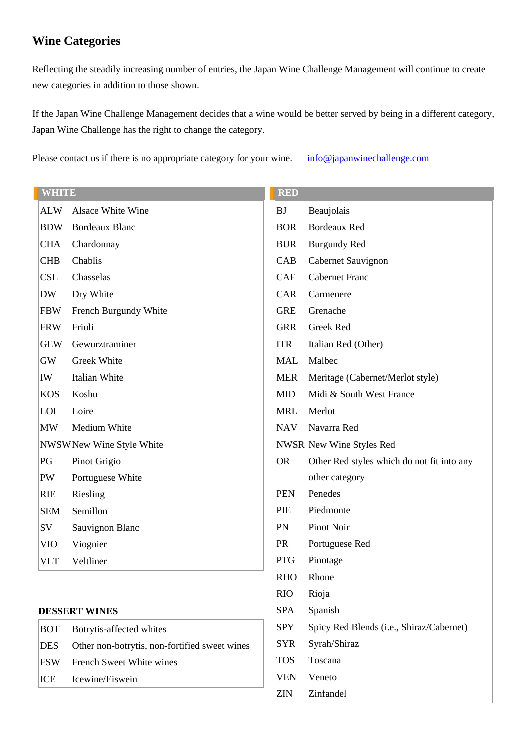## Wine Categories

Reflecting the steadily increasing number of entries, the Japan Wine Challenge Management will continue to create new categories in addition to those shown.

If the Japan Wine Challenge Management decides that a wine would be better served by being in a different category, Japan Wine Challenge has the right to change the category.

Please contact us if there is no appropriate category for your wine. info@japanwinechallenge.com

| WHITE | |
|---|---|
| ALW | Alsace White Wine |
| BDW | Bordeaux Blanc |
| CHA | Chardonnay |
| CHB | Chablis |
| CSL | Chasselas |
| DW | Dry White |
| FBW | French Burgundy White |
| FRW | Friuli |
| GEW | Gewurztraminer |
| GW | Greek White |
| IW | Italian White |
| KOS | Koshu |
| LOI | Loire |
| MW | Medium White |
| NWSW | New Wine Style White |
| PG | Pinot Grigio |
| PW | Portuguese White |
| RIE | Riesling |
| SEM | Semillon |
| SV | Sauvignon Blanc |
| VIO | Viognier |
| VLT | Veltliner |

**DESSERT WINES**

| | |
|---|---|
| BOT | Botrytis-affected whites |
| DES | Other non-botrytis, non-fortified sweet wines |
| FSW | French Sweet White wines |
| ICE | Icewine/Eiswein |

| RED | |
|---|---|
| BJ | Beaujolais |
| BOR | Bordeaux Red |
| BUR | Burgundy Red |
| CAB | Cabernet Sauvignon |
| CAF | Cabernet Franc |
| CAR | Carmenere |
| GRE | Grenache |
| GRR | Greek Red |
| ITR | Italian Red (Other) |
| MAL | Malbec |
| MER | Meritage (Cabernet/Merlot style) |
| MID | Midi & South West France |
| MRL | Merlot |
| NAV | Navarra Red |
| NWSR | New Wine Styles Red |
| OR | Other Red styles which do not fit into any other category |
| PEN | Penedes |
| PIE | Piedmonte |
| PN | Pinot Noir |
| PR | Portuguese Red |
| PTG | Pinotage |
| RHO | Rhone |
| RIO | Rioja |
| SPA | Spanish |
| SPY | Spicy Red Blends (i.e., Shiraz/Cabernet) |
| SYR | Syrah/Shiraz |
| TOS | Toscana |
| VEN | Veneto |
| ZIN | Zinfandel |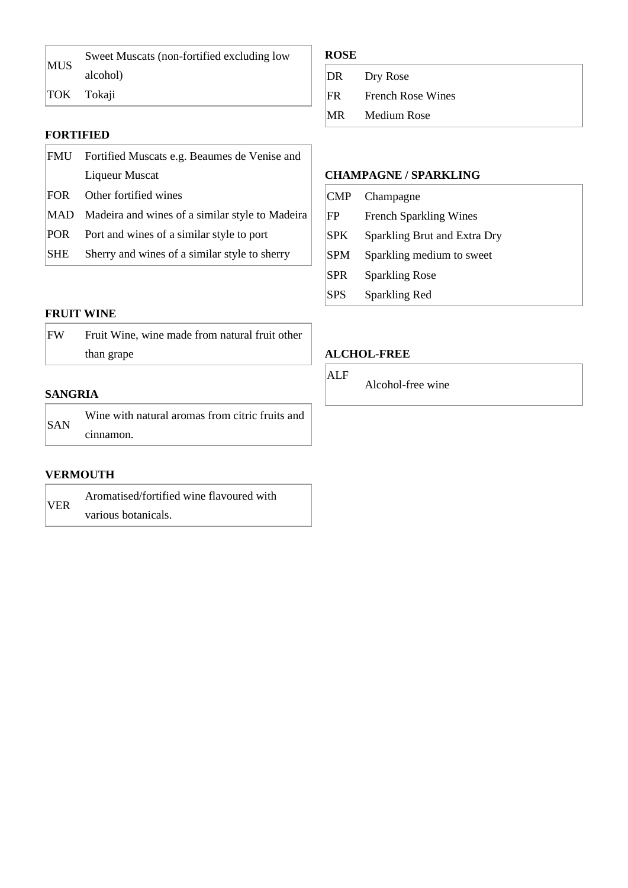| | |
|---|---|
| MUS | Sweet Muscats (non-fortified excluding low alcohol) |
| TOK | Tokaji |

**FORTIFIED**

| | |
|---|---|
| FMU | Fortified Muscats e.g. Beaumes de Venise and Liqueur Muscat |
| FOR | Other fortified wines |
| MAD | Madeira and wines of a similar style to Madeira |
| POR | Port and wines of a similar style to port |
| SHE | Sherry and wines of a similar style to sherry |

**FRUIT WINE**

| | |
|---|---|
| FW | Fruit Wine, wine made from natural fruit other than grape |

**SANGRIA**

| | |
|---|---|
| SAN | Wine with natural aromas from citric fruits and cinnamon. |

**VERMOUTH**

| | |
|---|---|
| VER | Aromatised/fortified wine flavoured with various botanicals. |

**ROSE**

| | |
|---|---|
| DR | Dry Rose |
| FR | French Rose Wines |
| MR | Medium Rose |

**CHAMPAGNE / SPARKLING**

| | |
|---|---|
| CMP | Champagne |
| FP | French Sparkling Wines |
| SPK | Sparkling Brut and Extra Dry |
| SPM | Sparkling medium to sweet |
| SPR | Sparkling Rose |
| SPS | Sparkling Red |

**ALCHOL-FREE**

| | |
|---|---|
| ALF | Alcohol-free wine |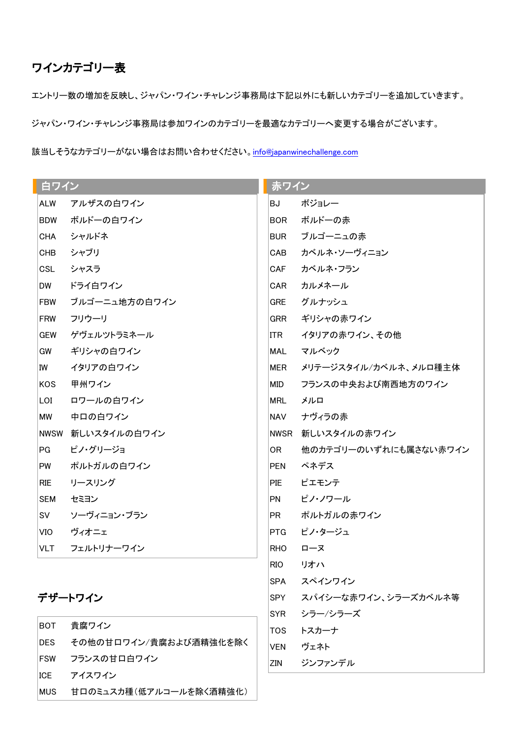# ワインカテゴリー表

エントリー数の増加を反映し、ジャパン・ワイン・チャレンジ事務局は下記以外にも新しいカテゴリーを追加していきます。

ジャパン・ワイン・チャレンジ事務局は参加ワインのカテゴリーを最適なカテゴリーへ変更する場合がございます。

該当しそうなカテゴリーがない場合はお問い合わせください。info@japanwinechallenge.com

## 白ワイン

| | |
|---|---|
| ALW | アルザスの白ワイン |
| BDW | ボルドーの白ワイン |
| CHA | シャルドネ |
| CHB | シャブリ |
| CSL | シャスラ |
| DW | ドライ白ワイン |
| FBW | ブルゴーニュ地方の白ワイン |
| FRW | フリウーリ |
| GEW | ゲヴェルツトラミネール |
| GW | ギリシャの白ワイン |
| IW | イタリアの白ワイン |
| KOS | 甲州ワイン |
| LOI | ロワールの白ワイン |
| MW | 中口の白ワイン |
| NWSW | 新しいスタイルの白ワイン |
| PG | ピノ・グリージョ |
| PW | ポルトガルの白ワイン |
| RIE | リースリング |
| SEM | セミヨン |
| SV | ソーヴィニョン・ブラン |
| VIO | ヴィオニェ |
| VLT | フェルトリナーワイン |

## デザートワイン

| | |
|---|---|
| BOT | 貴腐ワイン |
| DES | その他の甘口ワイン/貴腐および酒精強化を除く |
| FSW | フランスの甘口白ワイン |
| ICE | アイスワイン |
| MUS | 甘口のミュスカ種（低アルコールを除く酒精強化） |

## 赤ワイン

| | |
|---|---|
| BJ | ボジョレー |
| BOR | ボルドーの赤 |
| BUR | ブルゴーニュの赤 |
| CAB | カベルネ・ソーヴィニョン |
| CAF | カベルネ・フラン |
| CAR | カルメネール |
| GRE | グルナッシュ |
| GRR | ギリシャの赤ワイン |
| ITR | イタリアの赤ワイン、その他 |
| MAL | マルベック |
| MER | メリテージスタイル/カベルネ、メルロ種主体 |
| MID | フランスの中央および南西地方のワイン |
| MRL | メルロ |
| NAV | ナヴィラの赤 |
| NWSR | 新しいスタイルの赤ワイン |
| OR | 他のカテゴリーのいずれにも属さない赤ワイン |
| PEN | ペネデス |
| PIE | ピエモンテ |
| PN | ピノ・ノワール |
| PR | ポルトガルの赤ワイン |
| PTG | ピノ・タージュ |
| RHO | ローヌ |
| RIO | リオハ |
| SPA | スペインワイン |
| SPY | スパイシーな赤ワイン、シラーズカベルネ等 |
| SYR | シラー/シラーズ |
| TOS | トスカーナ |
| VEN | ヴェネト |
| ZIN | ジンファンデル |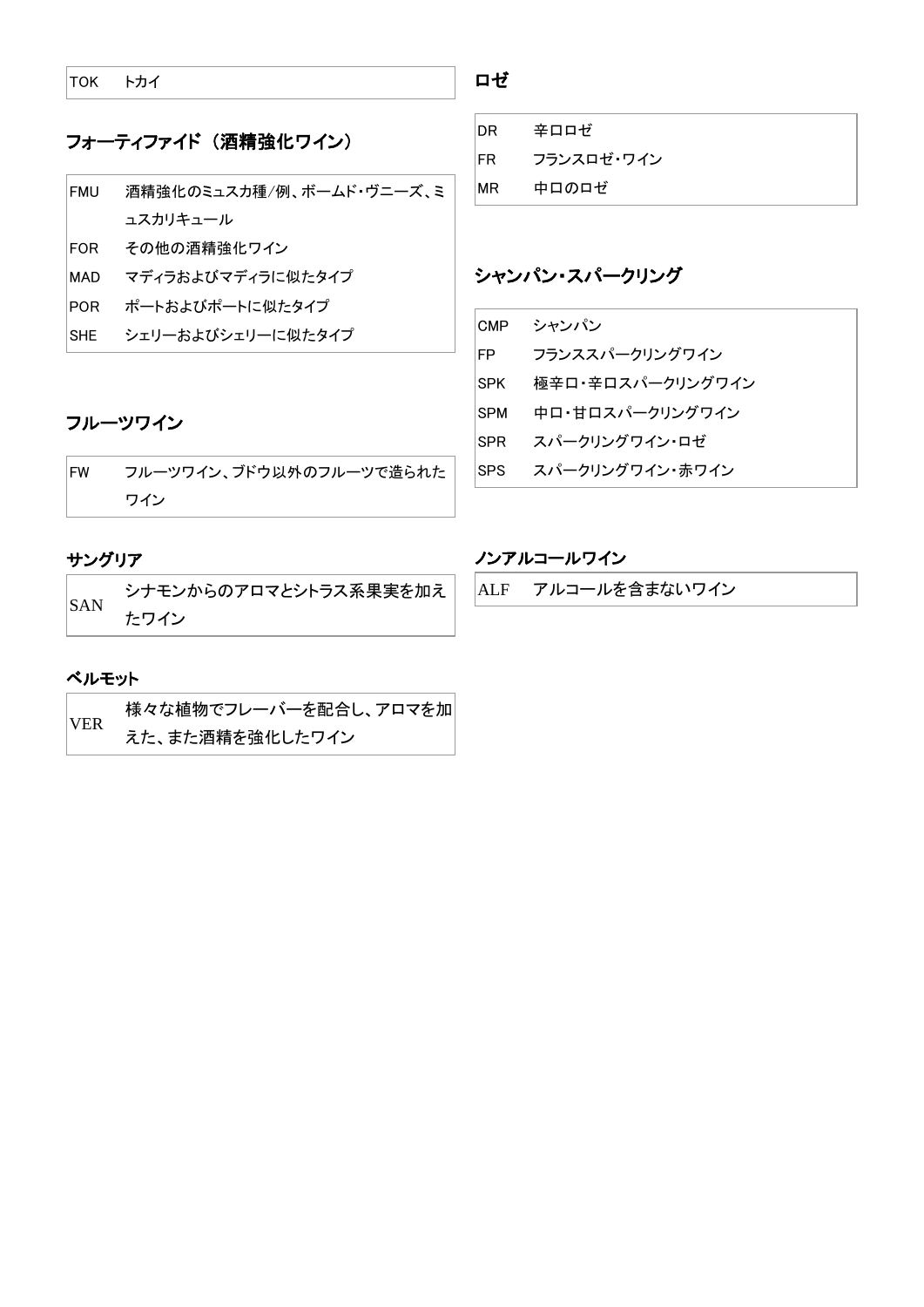| | |
|---|---|
| TOK | トカイ |

## フォーティファイド（酒精強化ワイン）

| | |
|---|---|
| FMU | 酒精強化のミュスカ種/例、ボームド・ヴニーズ、ミュスカリキュール |
| FOR | その他の酒精強化ワイン |
| MAD | マディラおよびマディラに似たタイプ |
| POR | ポートおよびポートに似たタイプ |
| SHE | シェリーおよびシェリーに似たタイプ |

## フルーツワイン

| | |
|---|---|
| FW | フルーツワイン、ブドウ以外のフルーツで造られたワイン |

### サングリア

| | |
|---|---|
| SAN | シナモンからのアロマとシトラス系果実を加えたワイン |

### ベルモット

| | |
|---|---|
| VER | 様々な植物でフレーバーを配合し、アロマを加えた、また酒精を強化したワイン |

## ロゼ

| | |
|---|---|
| DR | 辛口ロゼ |
| FR | フランスロゼ・ワイン |
| MR | 中口のロゼ |

## シャンパン・スパークリング

| | |
|---|---|
| CMP | シャンパン |
| FP | フランススパークリングワイン |
| SPK | 極辛口・辛口スパークリングワイン |
| SPM | 中口・甘口スパークリングワイン |
| SPR | スパークリングワイン・ロゼ |
| SPS | スパークリングワイン・赤ワイン |

### ノンアルコールワイン

| | |
|---|---|
| ALF | アルコールを含まないワイン |